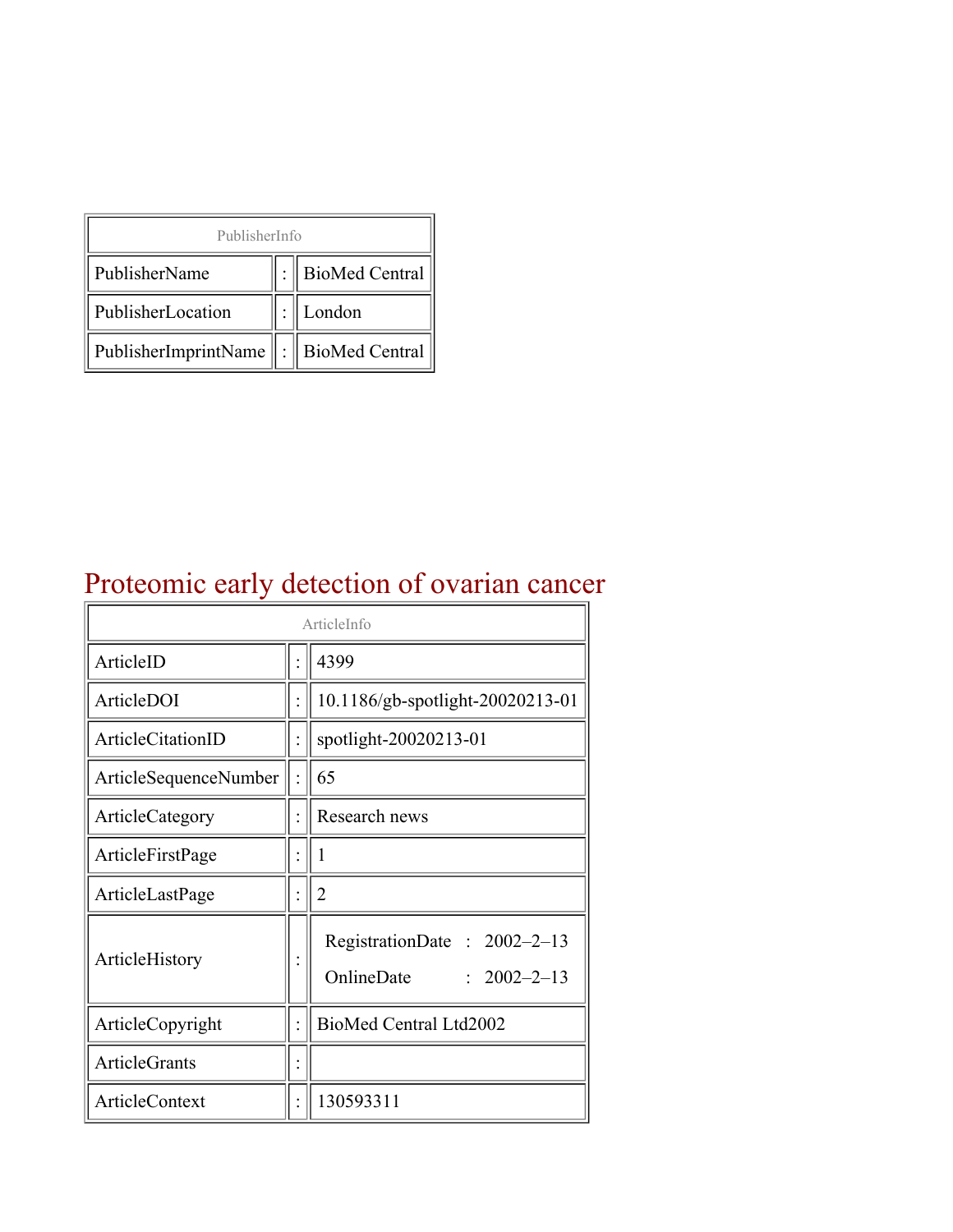| PublisherInfo | | |
|---|---|---|
| PublisherName | : | BioMed Central |
| PublisherLocation | : | London |
| PublisherImprintName | : | BioMed Central |

# Proteomic early detection of ovarian cancer

| ArticleInfo | | |
|---|---|---|
| ArticleID | : | 4399 |
| ArticleDOI | : | 10.1186/gb-spotlight-20020213-01 |
| ArticleCitationID | : | spotlight-20020213-01 |
| ArticleSequenceNumber | : | 65 |
| ArticleCategory | : | Research news |
| ArticleFirstPage | : | 1 |
| ArticleLastPage | : | 2 |
| ArticleHistory | : | RegistrationDate : 2002–2–13<br>OnlineDate : 2002–2–13 |
| ArticleCopyright | : | BioMed Central Ltd2002 |
| ArticleGrants | : | |
| ArticleContext | : | 130593311 |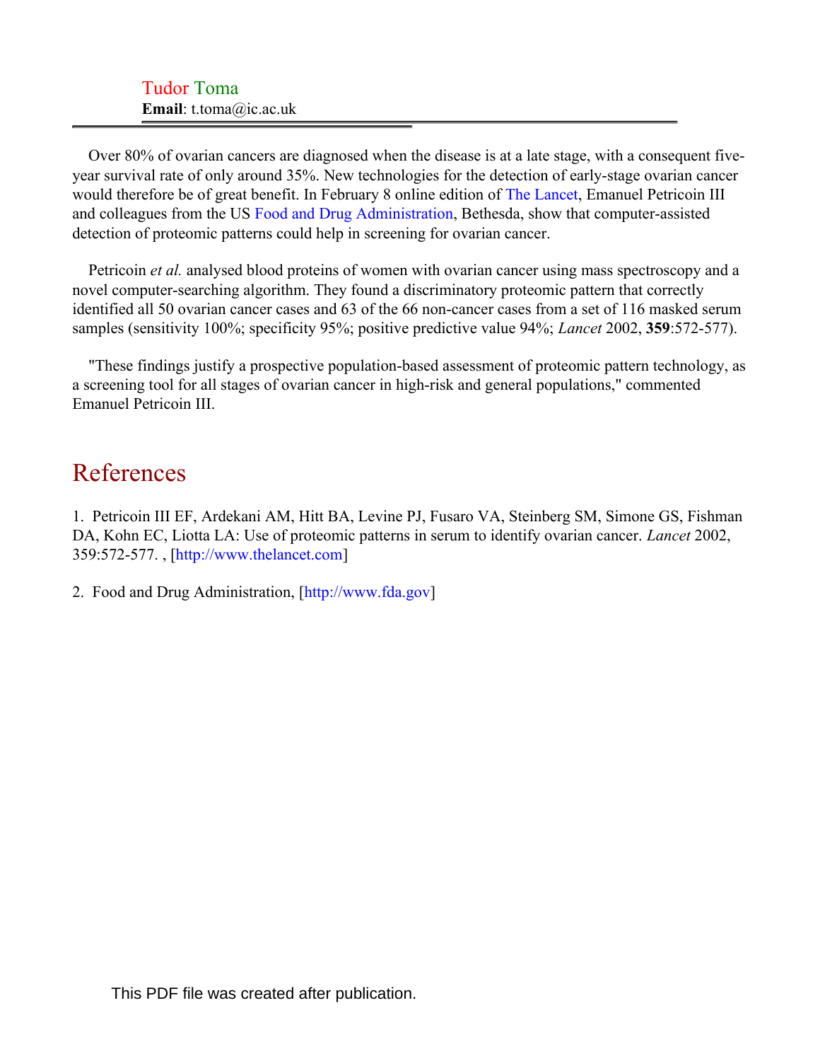Tudor Toma
**Email**: t.toma@ic.ac.uk

Over 80% of ovarian cancers are diagnosed when the disease is at a late stage, with a consequent five-year survival rate of only around 35%. New technologies for the detection of early-stage ovarian cancer would therefore be of great benefit. In February 8 online edition of The Lancet, Emanuel Petricoin III and colleagues from the US Food and Drug Administration, Bethesda, show that computer-assisted detection of proteomic patterns could help in screening for ovarian cancer.

Petricoin *et al.* analysed blood proteins of women with ovarian cancer using mass spectroscopy and a novel computer-searching algorithm. They found a discriminatory proteomic pattern that correctly identified all 50 ovarian cancer cases and 63 of the 66 non-cancer cases from a set of 116 masked serum samples (sensitivity 100%; specificity 95%; positive predictive value 94%; *Lancet* 2002, **359**:572-577).

"These findings justify a prospective population-based assessment of proteomic pattern technology, as a screening tool for all stages of ovarian cancer in high-risk and general populations," commented Emanuel Petricoin III.

## References

1. Petricoin III EF, Ardekani AM, Hitt BA, Levine PJ, Fusaro VA, Steinberg SM, Simone GS, Fishman DA, Kohn EC, Liotta LA: Use of proteomic patterns in serum to identify ovarian cancer. *Lancet* 2002, 359:572-577. , [http://www.thelancet.com]

2. Food and Drug Administration, [http://www.fda.gov]

This PDF file was created after publication.